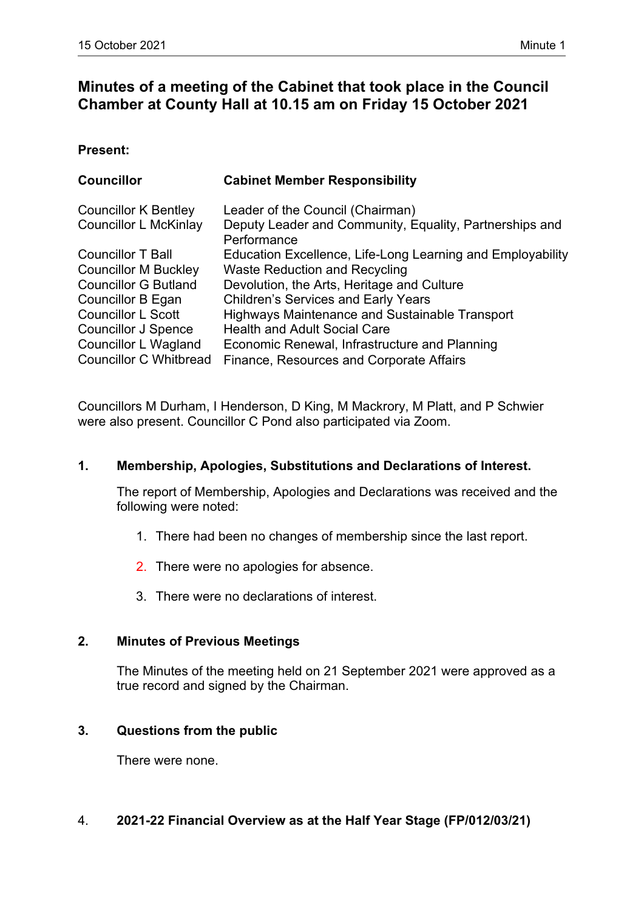# Minutes of a meeting of the Cabinet that took place in the Council Chamber at County Hall at 10.15 am on Friday 15 October 2021

**Present:**

| **Councillor** | **Cabinet Member Responsibility** |
| --- | --- |
| Councillor K Bentley | Leader of the Council (Chairman) |
| Councillor L McKinlay | Deputy Leader and Community, Equality, Partnerships and Performance |
| Councillor T Ball | Education Excellence, Life-Long Learning and Employability |
| Councillor M Buckley | Waste Reduction and Recycling |
| Councillor G Butland | Devolution, the Arts, Heritage and Culture |
| Councillor B Egan | Children's Services and Early Years |
| Councillor L Scott | Highways Maintenance and Sustainable Transport |
| Councillor J Spence | Health and Adult Social Care |
| Councillor L Wagland | Economic Renewal, Infrastructure and Planning |
| Councillor C Whitbread | Finance, Resources and Corporate Affairs |

Councillors M Durham, I Henderson, D King, M Mackrory, M Platt, and P Schwier were also present. Councillor C Pond also participated via Zoom.

## 1. Membership, Apologies, Substitutions and Declarations of Interest.

The report of Membership, Apologies and Declarations was received and the following were noted:

1. There had been no changes of membership since the last report.
2. There were no apologies for absence.
3. There were no declarations of interest.

## 2. Minutes of Previous Meetings

The Minutes of the meeting held on 21 September 2021 were approved as a true record and signed by the Chairman.

## 3. Questions from the public

There were none.

## 4. 2021-22 Financial Overview as at the Half Year Stage (FP/012/03/21)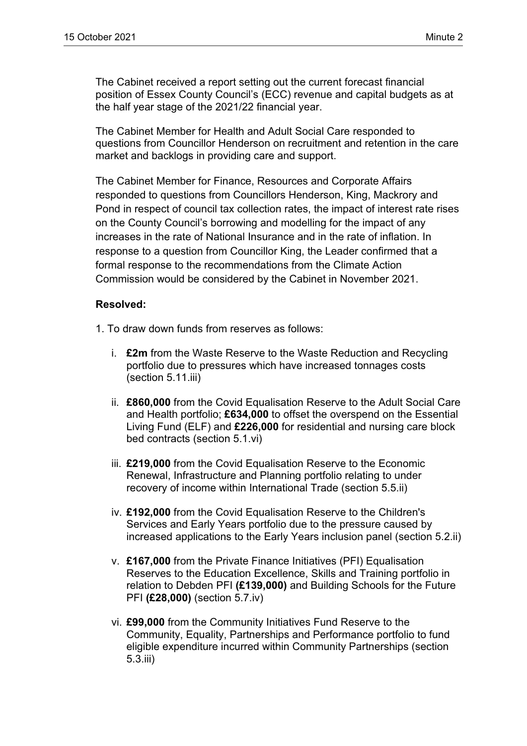The Cabinet received a report setting out the current forecast financial position of Essex County Council's (ECC) revenue and capital budgets as at the half year stage of the 2021/22 financial year.

The Cabinet Member for Health and Adult Social Care responded to questions from Councillor Henderson on recruitment and retention in the care market and backlogs in providing care and support.

The Cabinet Member for Finance, Resources and Corporate Affairs responded to questions from Councillors Henderson, King, Mackrory and Pond in respect of council tax collection rates, the impact of interest rate rises on the County Council's borrowing and modelling for the impact of any increases in the rate of National Insurance and in the rate of inflation. In response to a question from Councillor King, the Leader confirmed that a formal response to the recommendations from the Climate Action Commission would be considered by the Cabinet in November 2021.

**Resolved:**

1. To draw down funds from reserves as follows:

   i. **£2m** from the Waste Reserve to the Waste Reduction and Recycling portfolio due to pressures which have increased tonnages costs (section 5.11.iii)

   ii. **£860,000** from the Covid Equalisation Reserve to the Adult Social Care and Health portfolio; **£634,000** to offset the overspend on the Essential Living Fund (ELF) and **£226,000** for residential and nursing care block bed contracts (section 5.1.vi)

   iii. **£219,000** from the Covid Equalisation Reserve to the Economic Renewal, Infrastructure and Planning portfolio relating to under recovery of income within International Trade (section 5.5.ii)

   iv. **£192,000** from the Covid Equalisation Reserve to the Children's Services and Early Years portfolio due to the pressure caused by increased applications to the Early Years inclusion panel (section 5.2.ii)

   v. **£167,000** from the Private Finance Initiatives (PFI) Equalisation Reserves to the Education Excellence, Skills and Training portfolio in relation to Debden PFI **(£139,000)** and Building Schools for the Future PFI **(£28,000)** (section 5.7.iv)

   vi. **£99,000** from the Community Initiatives Fund Reserve to the Community, Equality, Partnerships and Performance portfolio to fund eligible expenditure incurred within Community Partnerships (section 5.3.iii)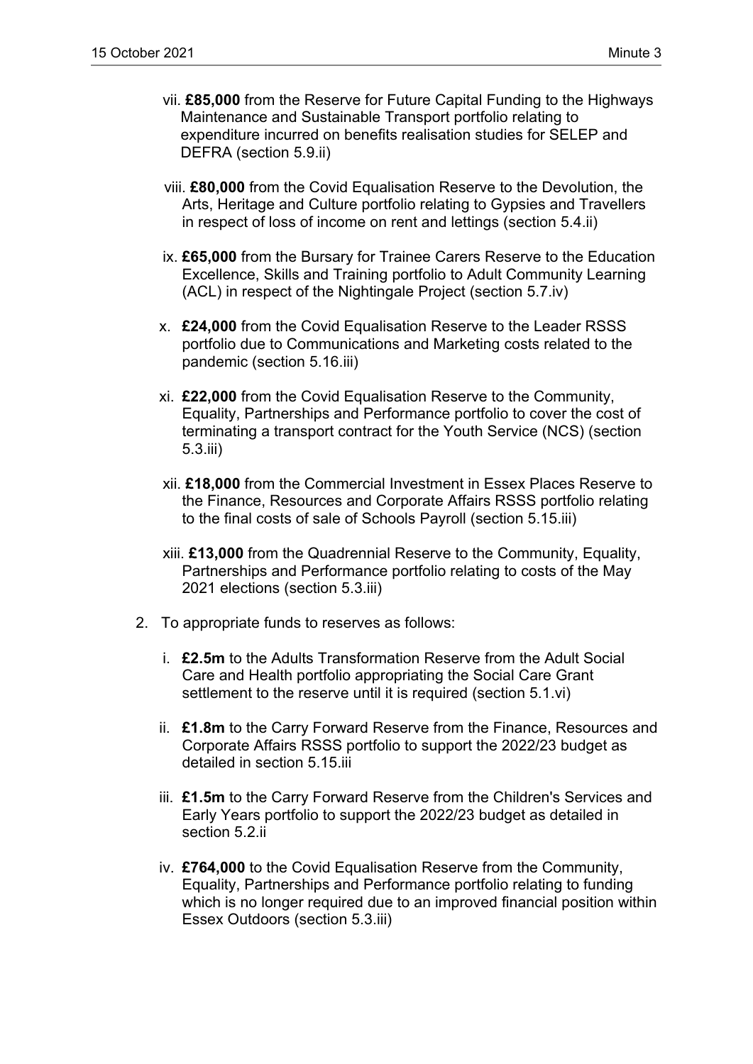vii. **£85,000** from the Reserve for Future Capital Funding to the Highways Maintenance and Sustainable Transport portfolio relating to expenditure incurred on benefits realisation studies for SELEP and DEFRA (section 5.9.ii)

viii. **£80,000** from the Covid Equalisation Reserve to the Devolution, the Arts, Heritage and Culture portfolio relating to Gypsies and Travellers in respect of loss of income on rent and lettings (section 5.4.ii)

ix. **£65,000** from the Bursary for Trainee Carers Reserve to the Education Excellence, Skills and Training portfolio to Adult Community Learning (ACL) in respect of the Nightingale Project (section 5.7.iv)

x. **£24,000** from the Covid Equalisation Reserve to the Leader RSSS portfolio due to Communications and Marketing costs related to the pandemic (section 5.16.iii)

xi. **£22,000** from the Covid Equalisation Reserve to the Community, Equality, Partnerships and Performance portfolio to cover the cost of terminating a transport contract for the Youth Service (NCS) (section 5.3.iii)

xii. **£18,000** from the Commercial Investment in Essex Places Reserve to the Finance, Resources and Corporate Affairs RSSS portfolio relating to the final costs of sale of Schools Payroll (section 5.15.iii)

xiii. **£13,000** from the Quadrennial Reserve to the Community, Equality, Partnerships and Performance portfolio relating to costs of the May 2021 elections (section 5.3.iii)

2. To appropriate funds to reserves as follows:

    i. **£2.5m** to the Adults Transformation Reserve from the Adult Social Care and Health portfolio appropriating the Social Care Grant settlement to the reserve until it is required (section 5.1.vi)

    ii. **£1.8m** to the Carry Forward Reserve from the Finance, Resources and Corporate Affairs RSSS portfolio to support the 2022/23 budget as detailed in section 5.15.iii

    iii. **£1.5m** to the Carry Forward Reserve from the Children's Services and Early Years portfolio to support the 2022/23 budget as detailed in section 5.2.ii

    iv. **£764,000** to the Covid Equalisation Reserve from the Community, Equality, Partnerships and Performance portfolio relating to funding which is no longer required due to an improved financial position within Essex Outdoors (section 5.3.iii)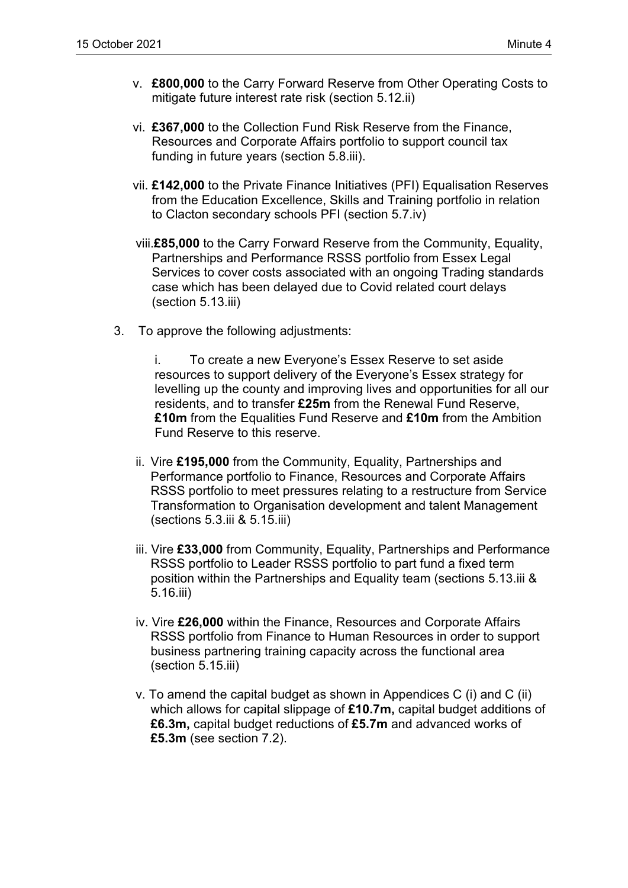v. **£800,000** to the Carry Forward Reserve from Other Operating Costs to mitigate future interest rate risk (section 5.12.ii)

vi. **£367,000** to the Collection Fund Risk Reserve from the Finance, Resources and Corporate Affairs portfolio to support council tax funding in future years (section 5.8.iii).

vii. **£142,000** to the Private Finance Initiatives (PFI) Equalisation Reserves from the Education Excellence, Skills and Training portfolio in relation to Clacton secondary schools PFI (section 5.7.iv)

viii. **£85,000** to the Carry Forward Reserve from the Community, Equality, Partnerships and Performance RSSS portfolio from Essex Legal Services to cover costs associated with an ongoing Trading standards case which has been delayed due to Covid related court delays (section 5.13.iii)

3. To approve the following adjustments:

   i. To create a new Everyone's Essex Reserve to set aside resources to support delivery of the Everyone's Essex strategy for levelling up the county and improving lives and opportunities for all our residents, and to transfer **£25m** from the Renewal Fund Reserve, **£10m** from the Equalities Fund Reserve and **£10m** from the Ambition Fund Reserve to this reserve.

   ii. Vire **£195,000** from the Community, Equality, Partnerships and Performance portfolio to Finance, Resources and Corporate Affairs RSSS portfolio to meet pressures relating to a restructure from Service Transformation to Organisation development and talent Management (sections 5.3.iii & 5.15.iii)

   iii. Vire **£33,000** from Community, Equality, Partnerships and Performance RSSS portfolio to Leader RSSS portfolio to part fund a fixed term position within the Partnerships and Equality team (sections 5.13.iii & 5.16.iii)

   iv. Vire **£26,000** within the Finance, Resources and Corporate Affairs RSSS portfolio from Finance to Human Resources in order to support business partnering training capacity across the functional area (section 5.15.iii)

   v. To amend the capital budget as shown in Appendices C (i) and C (ii) which allows for capital slippage of **£10.7m,** capital budget additions of **£6.3m,** capital budget reductions of **£5.7m** and advanced works of **£5.3m** (see section 7.2).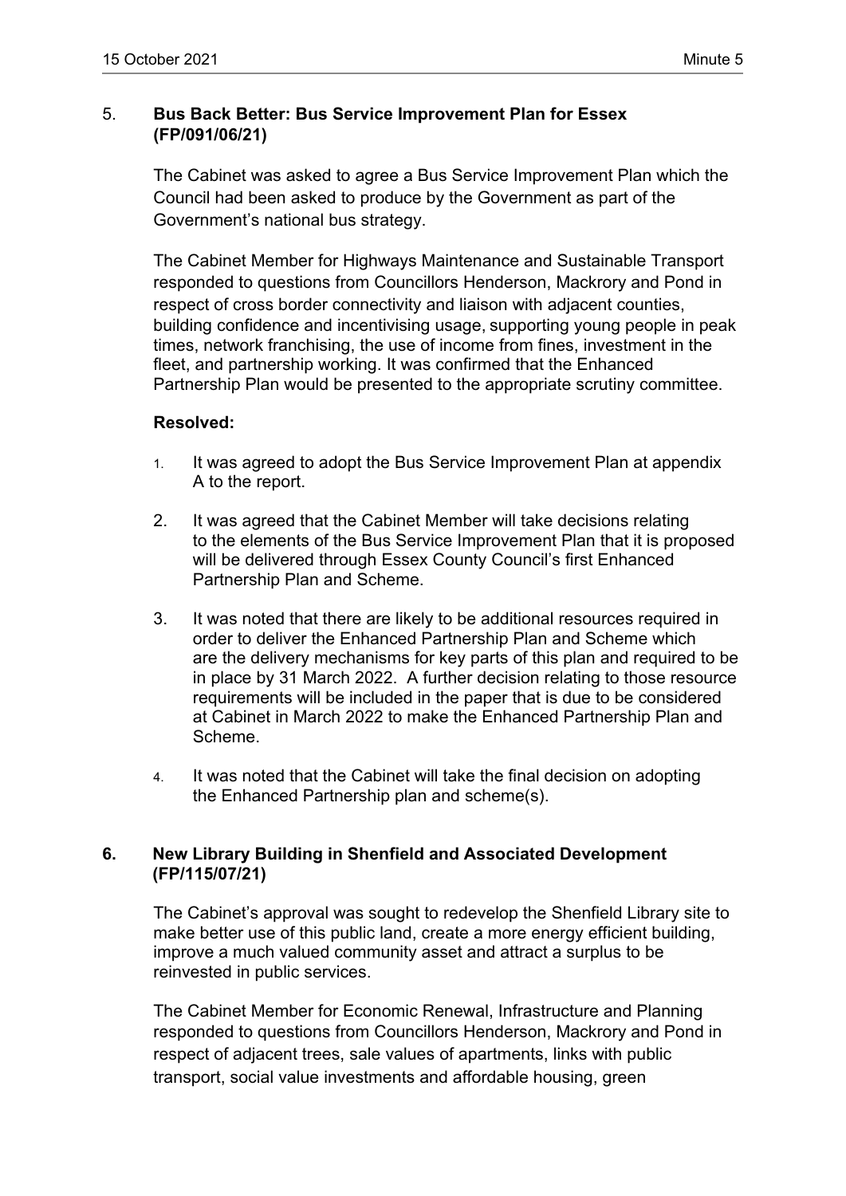## 5. Bus Back Better: Bus Service Improvement Plan for Essex (FP/091/06/21)

The Cabinet was asked to agree a Bus Service Improvement Plan which the Council had been asked to produce by the Government as part of the Government's national bus strategy.

The Cabinet Member for Highways Maintenance and Sustainable Transport responded to questions from Councillors Henderson, Mackrory and Pond in respect of cross border connectivity and liaison with adjacent counties, building confidence and incentivising usage, supporting young people in peak times, network franchising, the use of income from fines, investment in the fleet, and partnership working. It was confirmed that the Enhanced Partnership Plan would be presented to the appropriate scrutiny committee.

**Resolved:**

1. It was agreed to adopt the Bus Service Improvement Plan at appendix A to the report.
2. It was agreed that the Cabinet Member will take decisions relating to the elements of the Bus Service Improvement Plan that it is proposed will be delivered through Essex County Council's first Enhanced Partnership Plan and Scheme.
3. It was noted that there are likely to be additional resources required in order to deliver the Enhanced Partnership Plan and Scheme which are the delivery mechanisms for key parts of this plan and required to be in place by 31 March 2022. A further decision relating to those resource requirements will be included in the paper that is due to be considered at Cabinet in March 2022 to make the Enhanced Partnership Plan and Scheme.
4. It was noted that the Cabinet will take the final decision on adopting the Enhanced Partnership plan and scheme(s).

## 6. New Library Building in Shenfield and Associated Development (FP/115/07/21)

The Cabinet's approval was sought to redevelop the Shenfield Library site to make better use of this public land, create a more energy efficient building, improve a much valued community asset and attract a surplus to be reinvested in public services.

The Cabinet Member for Economic Renewal, Infrastructure and Planning responded to questions from Councillors Henderson, Mackrory and Pond in respect of adjacent trees, sale values of apartments, links with public transport, social value investments and affordable housing, green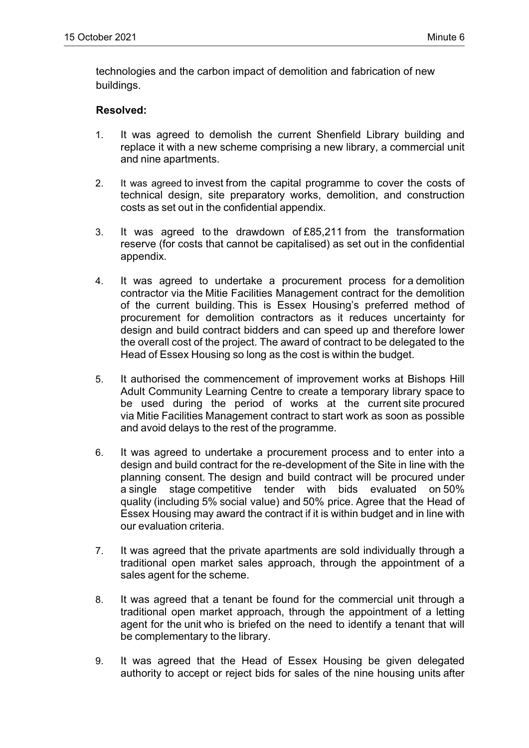technologies and the carbon impact of demolition and fabrication of new buildings.

**Resolved:**

1. It was agreed to demolish the current Shenfield Library building and replace it with a new scheme comprising a new library, a commercial unit and nine apartments.

2. It was agreed to invest from the capital programme to cover the costs of technical design, site preparatory works, demolition, and construction costs as set out in the confidential appendix.

3. It was agreed to the drawdown of £85,211 from the transformation reserve (for costs that cannot be capitalised) as set out in the confidential appendix.

4. It was agreed to undertake a procurement process for a demolition contractor via the Mitie Facilities Management contract for the demolition of the current building. This is Essex Housing's preferred method of procurement for demolition contractors as it reduces uncertainty for design and build contract bidders and can speed up and therefore lower the overall cost of the project. The award of contract to be delegated to the Head of Essex Housing so long as the cost is within the budget.

5. It authorised the commencement of improvement works at Bishops Hill Adult Community Learning Centre to create a temporary library space to be used during the period of works at the current site procured via Mitie Facilities Management contract to start work as soon as possible and avoid delays to the rest of the programme.

6. It was agreed to undertake a procurement process and to enter into a design and build contract for the re-development of the Site in line with the planning consent. The design and build contract will be procured under a single stage competitive tender with bids evaluated on 50% quality (including 5% social value) and 50% price. Agree that the Head of Essex Housing may award the contract if it is within budget and in line with our evaluation criteria.

7. It was agreed that the private apartments are sold individually through a traditional open market sales approach, through the appointment of a sales agent for the scheme.

8. It was agreed that a tenant be found for the commercial unit through a traditional open market approach, through the appointment of a letting agent for the unit who is briefed on the need to identify a tenant that will be complementary to the library.

9. It was agreed that the Head of Essex Housing be given delegated authority to accept or reject bids for sales of the nine housing units after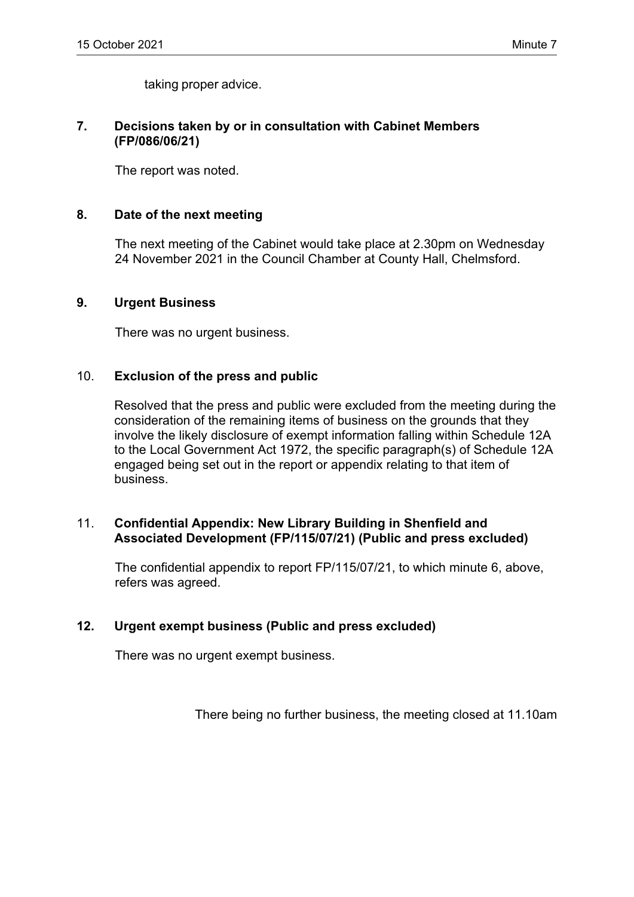taking proper advice.

**7. Decisions taken by or in consultation with Cabinet Members (FP/086/06/21)**

The report was noted.

**8. Date of the next meeting**

The next meeting of the Cabinet would take place at 2.30pm on Wednesday 24 November 2021 in the Council Chamber at County Hall, Chelmsford.

**9. Urgent Business**

There was no urgent business.

10. **Exclusion of the press and public**

Resolved that the press and public were excluded from the meeting during the consideration of the remaining items of business on the grounds that they involve the likely disclosure of exempt information falling within Schedule 12A to the Local Government Act 1972, the specific paragraph(s) of Schedule 12A engaged being set out in the report or appendix relating to that item of business.

11. **Confidential Appendix: New Library Building in Shenfield and Associated Development (FP/115/07/21) (Public and press excluded)**

The confidential appendix to report FP/115/07/21, to which minute 6, above, refers was agreed.

**12. Urgent exempt business (Public and press excluded)**

There was no urgent exempt business.

There being no further business, the meeting closed at 11.10am